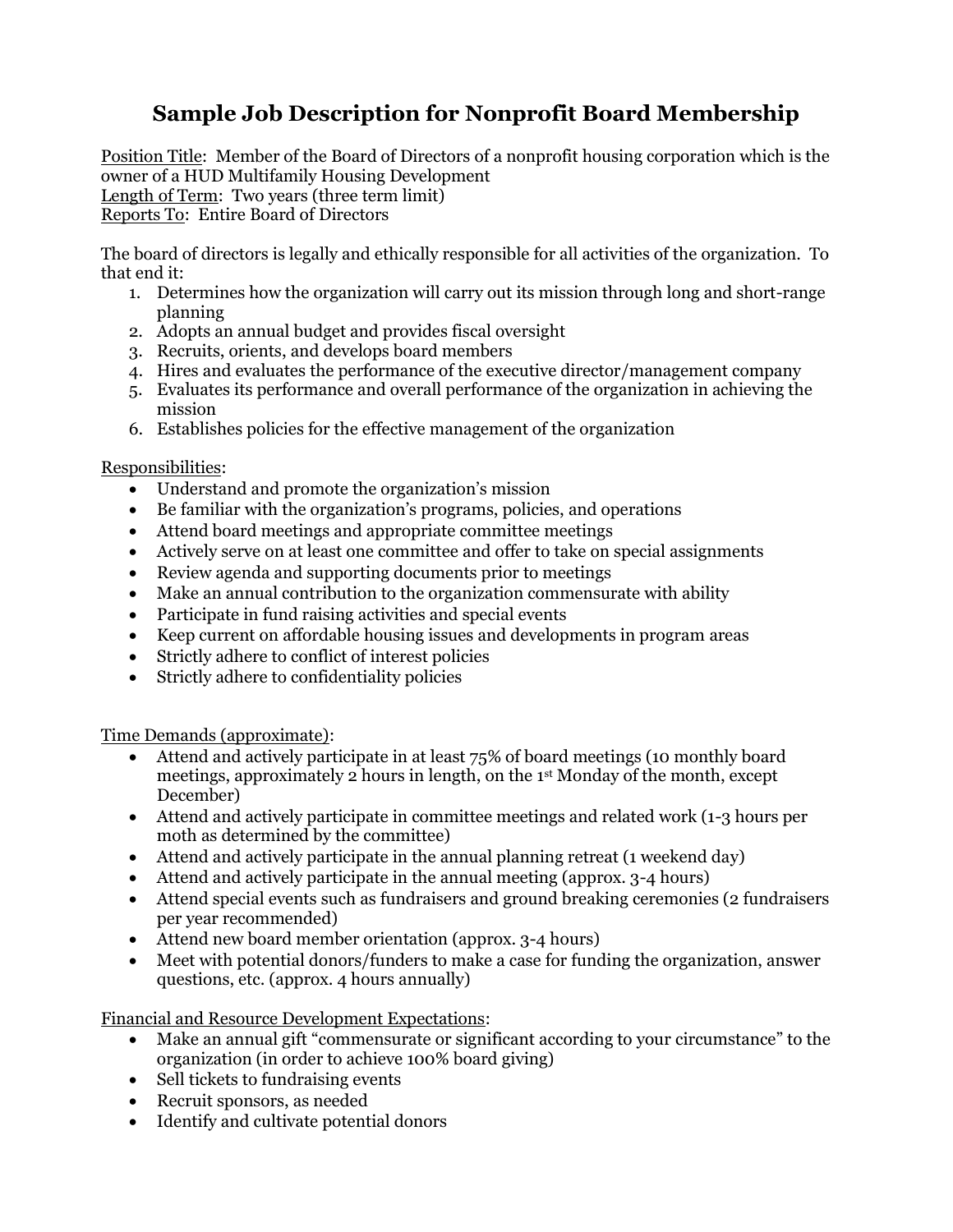# Sample Job Description for Nonprofit Board Membership

Position Title: Member of the Board of Directors of a nonprofit housing corporation which is the owner of a HUD Multifamily Housing Development
Length of Term: Two years (three term limit)
Reports To: Entire Board of Directors

The board of directors is legally and ethically responsible for all activities of the organization. To that end it:

1. Determines how the organization will carry out its mission through long and short-range planning
2. Adopts an annual budget and provides fiscal oversight
3. Recruits, orients, and develops board members
4. Hires and evaluates the performance of the executive director/management company
5. Evaluates its performance and overall performance of the organization in achieving the mission
6. Establishes policies for the effective management of the organization

Responsibilities:

- Understand and promote the organization's mission
- Be familiar with the organization's programs, policies, and operations
- Attend board meetings and appropriate committee meetings
- Actively serve on at least one committee and offer to take on special assignments
- Review agenda and supporting documents prior to meetings
- Make an annual contribution to the organization commensurate with ability
- Participate in fund raising activities and special events
- Keep current on affordable housing issues and developments in program areas
- Strictly adhere to conflict of interest policies
- Strictly adhere to confidentiality policies

Time Demands (approximate):

- Attend and actively participate in at least 75% of board meetings (10 monthly board meetings, approximately 2 hours in length, on the 1st Monday of the month, except December)
- Attend and actively participate in committee meetings and related work (1-3 hours per moth as determined by the committee)
- Attend and actively participate in the annual planning retreat (1 weekend day)
- Attend and actively participate in the annual meeting (approx. 3-4 hours)
- Attend special events such as fundraisers and ground breaking ceremonies (2 fundraisers per year recommended)
- Attend new board member orientation (approx. 3-4 hours)
- Meet with potential donors/funders to make a case for funding the organization, answer questions, etc. (approx. 4 hours annually)

Financial and Resource Development Expectations:

- Make an annual gift "commensurate or significant according to your circumstance" to the organization (in order to achieve 100% board giving)
- Sell tickets to fundraising events
- Recruit sponsors, as needed
- Identify and cultivate potential donors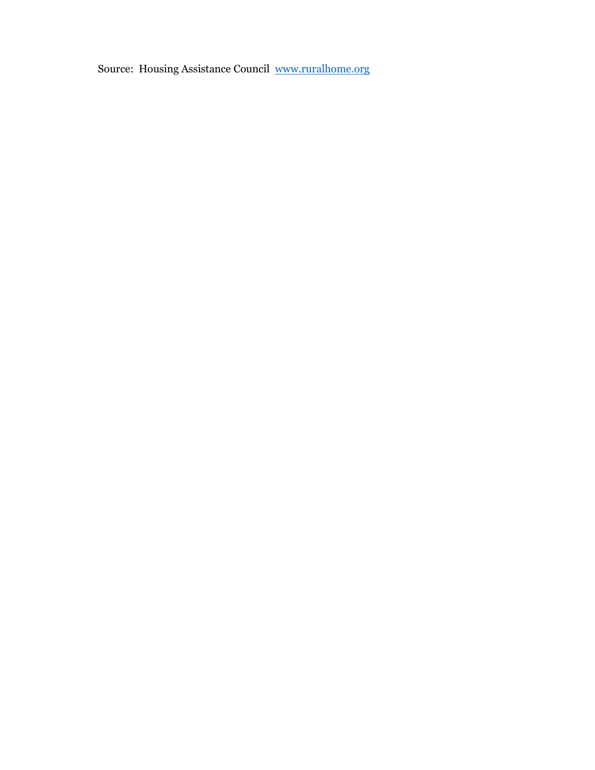Source: Housing Assistance Council [www.ruralhome.org](http://www.ruralhome.org)